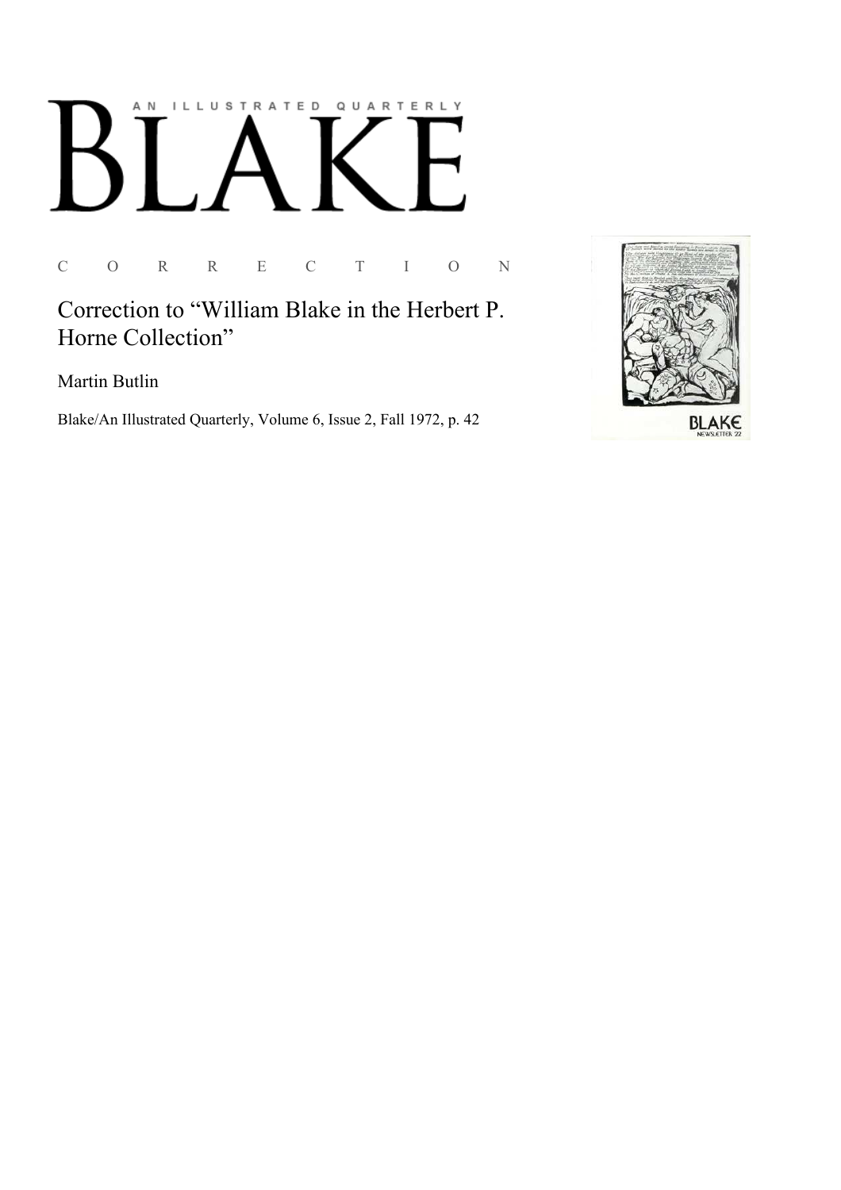AN ILLUSTRATED QUARTERLY

# BLAKE

C O R R E C T I O N

## Correction to "William Blake in the Herbert P. Horne Collection"

Martin Butlin

Blake/An Illustrated Quarterly, Volume 6, Issue 2, Fall 1972, p. 42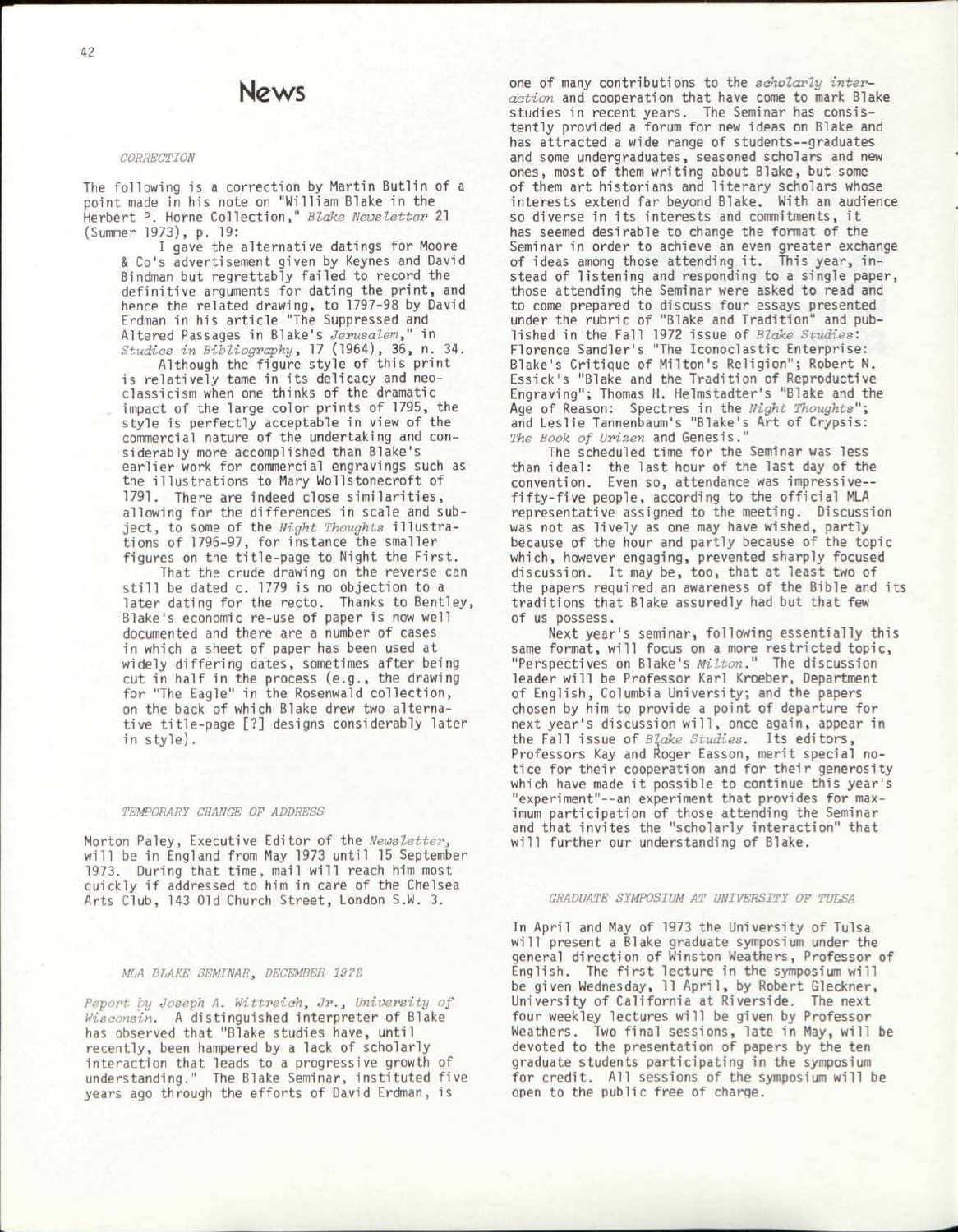# News

*CORRECTION*

The following is a correction by Martin Butlin of a point made in his note on "William Blake in the Herbert P. Horne Collection," *Blake Newsletter* 21 (Summer 1973), p. 19:

> I gave the alternative datings for Moore & Co's advertisement given by Keynes and David Bindman but regrettably failed to record the definitive arguments for dating the print, and hence the related drawing, to 1797-98 by David Erdman in his article "The Suppressed and Altered Passages in Blake's *Jerusalem*," in *Studies in Bibliography*, 17 (1964), 36, n. 34.
>
> Although the figure style of this print is relatively tame in its delicacy and neoclassicism when one thinks of the dramatic impact of the large color prints of 1795, the style is perfectly acceptable in view of the commercial nature of the undertaking and considerably more accomplished than Blake's earlier work for commercial engravings such as the illustrations to Mary Wollstonecraft of 1791. There are indeed close similarities, allowing for the differences in scale and subject, to some of the *Night Thoughts* illustrations of 1796-97, for instance the smaller figures on the title-page to Night the First.
>
> That the crude drawing on the reverse can still be dated c. 1779 is no objection to a later dating for the recto. Thanks to Bentley, Blake's economic re-use of paper is now well documented and there are a number of cases in which a sheet of paper has been used at widely differing dates, sometimes after being cut in half in the process (e.g., the drawing for "The Eagle" in the Rosenwald collection, on the back of which Blake drew two alternative title-page [?] designs considerably later in style).

*TEMPORARY CHANGE OF ADDRESS*

Morton Paley, Executive Editor of the *Newsletter*, will be in England from May 1973 until 15 September 1973. During that time, mail will reach him most quickly if addressed to him in care of the Chelsea Arts Club, 143 Old Church Street, London S.W. 3.

*MLA BLAKE SEMINAR, DECEMBER 1972*

*Report by Joseph A. Wittreich, Jr., University of Wisconsin.* A distinguished interpreter of Blake has observed that "Blake studies have, until recently, been hampered by a lack of scholarly interaction that leads to a progressive growth of understanding." The Blake Seminar, instituted five years ago through the efforts of David Erdman, is one of many contributions to the *scholarly interaction* and cooperation that have come to mark Blake studies in recent years. The Seminar has consistently provided a forum for new ideas on Blake and has attracted a wide range of students--graduates and some undergraduates, seasoned scholars and new ones, most of them writing about Blake, but some of them art historians and literary scholars whose interests extend far beyond Blake. With an audience so diverse in its interests and commitments, it has seemed desirable to change the format of the Seminar in order to achieve an even greater exchange of ideas among those attending it. This year, instead of listening and responding to a single paper, those attending the Seminar were asked to read and to come prepared to discuss four essays presented under the rubric of "Blake and Tradition" and published in the Fall 1972 issue of *Blake Studies*: Florence Sandler's "The Iconoclastic Enterprise: Blake's Critique of Milton's Religion"; Robert N. Essick's "Blake and the Tradition of Reproductive Engraving"; Thomas H. Helmstadter's "Blake and the Age of Reason: Spectres in the *Night Thoughts*"; and Leslie Tannenbaum's "Blake's Art of Crypsis: *The Book of Urizen* and Genesis."

The scheduled time for the Seminar was less than ideal: the last hour of the last day of the convention. Even so, attendance was impressive--fifty-five people, according to the official MLA representative assigned to the meeting. Discussion was not as lively as one may have wished, partly because of the hour and partly because of the topic which, however engaging, prevented sharply focused discussion. It may be, too, that at least two of the papers required an awareness of the Bible and its traditions that Blake assuredly had but that few of us possess.

Next year's seminar, following essentially this same format, will focus on a more restricted topic, "Perspectives on Blake's *Milton*." The discussion leader will be Professor Karl Kroeber, Department of English, Columbia University; and the papers chosen by him to provide a point of departure for next year's discussion will, once again, appear in the Fall issue of *Blake Studies*. Its editors, Professors Kay and Roger Easson, merit special notice for their cooperation and for their generosity which have made it possible to continue this year's "experiment"--an experiment that provides for maximum participation of those attending the Seminar and that invites the "scholarly interaction" that will further our understanding of Blake.

*GRADUATE SYMPOSIUM AT UNIVERSITY OF TULSA*

In April and May of 1973 the University of Tulsa will present a Blake graduate symposium under the general direction of Winston Weathers, Professor of English. The first lecture in the symposium will be given Wednesday, 11 April, by Robert Gleckner, University of California at Riverside. The next four weekley lectures will be given by Professor Weathers. Two final sessions, late in May, will be devoted to the presentation of papers by the ten graduate students participating in the symposium for credit. All sessions of the symposium will be open to the public free of charge.